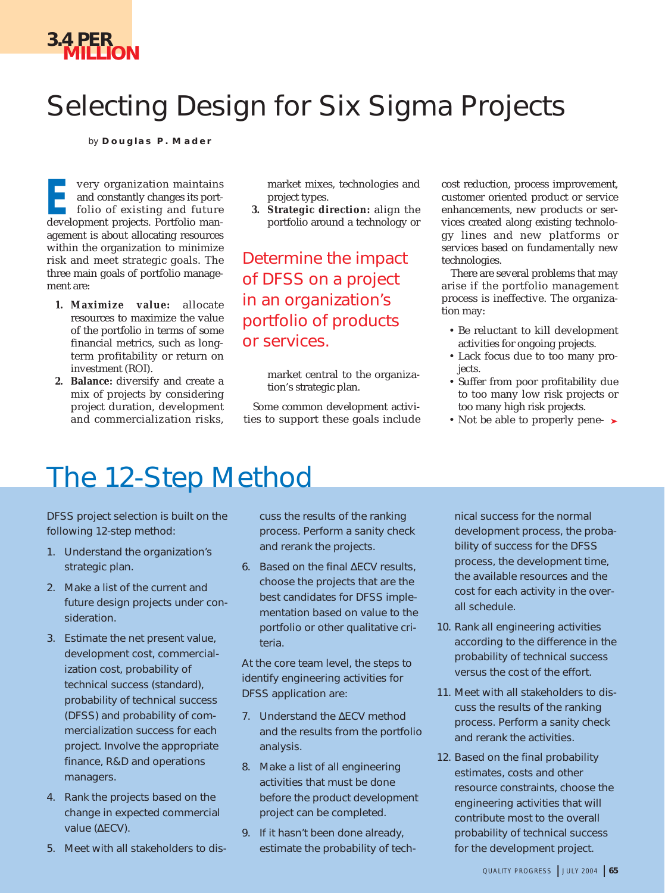3.4 PER MILLION

# Selecting Design for Six Sigma Projects

by **Douglas P. Mader**

Every organization maintains and constantly changes its portfolio of existing and future development projects. Portfolio management is about allocating resources within the organization to minimize risk and meet strategic goals. The three main goals of portfolio management are:

1. **Maximize value:** allocate resources to maximize the value of the portfolio in terms of some financial metrics, such as long-term profitability or return on investment (ROI).
2. **Balance:** diversify and create a mix of projects by considering project duration, development and commercialization risks, market mixes, technologies and project types.
3. **Strategic direction:** align the portfolio around a technology or market central to the organization's strategic plan.

Determine the impact of DFSS on a project in an organization's portfolio of products or services.

Some common development activities to support these goals include cost reduction, process improvement, customer oriented product or service enhancements, new products or services created along existing technology lines and new platforms or services based on fundamentally new technologies.

There are several problems that may arise if the portfolio management process is ineffective. The organization may:

- Be reluctant to kill development activities for ongoing projects.
- Lack focus due to too many projects.
- Suffer from poor profitability due to too many low risk projects or too many high risk projects.
- Not be able to properly pene-

## The 12-Step Method

DFSS project selection is built on the following 12-step method:

1. Understand the organization's strategic plan.
2. Make a list of the current and future design projects under consideration.
3. Estimate the net present value, development cost, commercialization cost, probability of technical success (standard), probability of technical success (DFSS) and probability of commercialization success for each project. Involve the appropriate finance, R&D and operations managers.
4. Rank the projects based on the change in expected commercial value (ΔECV).
5. Meet with all stakeholders to discuss the results of the ranking process. Perform a sanity check and rerank the projects.
6. Based on the final ΔECV results, choose the projects that are the best candidates for DFSS implementation based on value to the portfolio or other qualitative criteria.

At the core team level, the steps to identify engineering activities for DFSS application are:

7. Understand the ΔECV method and the results from the portfolio analysis.
8. Make a list of all engineering activities that must be done before the product development project can be completed.
9. If it hasn't been done already, estimate the probability of technical success for the normal development process, the probability of success for the DFSS process, the development time, the available resources and the cost for each activity in the overall schedule.
10. Rank all engineering activities according to the difference in the probability of technical success versus the cost of the effort.
11. Meet with all stakeholders to discuss the results of the ranking process. Perform a sanity check and rerank the activities.
12. Based on the final probability estimates, costs and other resource constraints, choose the engineering activities that will contribute most to the overall probability of technical success for the development project.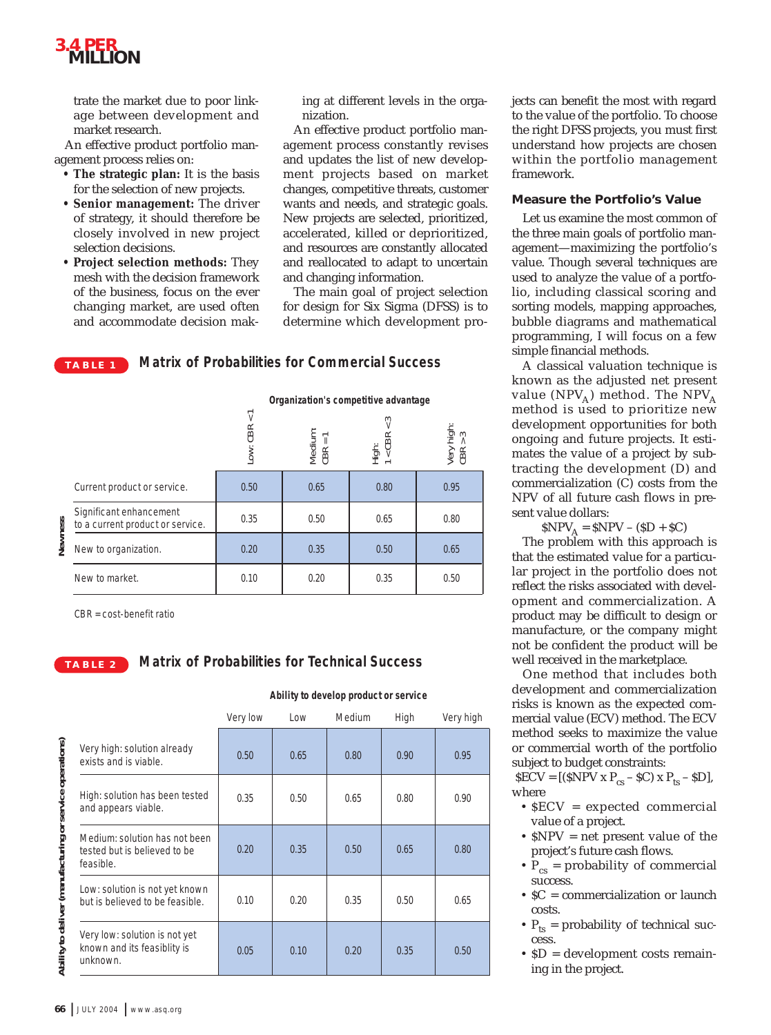trate the market due to poor linkage between development and market research.

An effective product portfolio management process relies on:

- **The strategic plan:** It is the basis for the selection of new projects.
- **Senior management:** The driver of strategy, it should therefore be closely involved in new project selection decisions.
- **Project selection methods:** They mesh with the decision framework of the business, focus on the ever changing market, are used often and accommodate decision making at different levels in the organization.

An effective product portfolio management process constantly revises and updates the list of new development projects based on market changes, competitive threats, customer wants and needs, and strategic goals. New projects are selected, prioritized, accelerated, killed or deprioritized, and resources are constantly allocated and reallocated to adapt to uncertain and changing information.

The main goal of project selection for design for Six Sigma (DFSS) is to determine which development projects can benefit the most with regard to the value of the portfolio. To choose the right DFSS projects, you must first understand how projects are chosen within the portfolio management framework.

**TABLE 1** Matrix of Probabilities for Commercial Success

| Newness | Organization's competitive advantage: Low: CBR <1 | Medium: CBR =1 | High: 1 <CBR <3 | Very high: CBR >3 |
|---|---|---|---|---|
| Current product or service. | 0.50 | 0.65 | 0.80 | 0.95 |
| Significant enhancement to a current product or service. | 0.35 | 0.50 | 0.65 | 0.80 |
| New to organization. | 0.20 | 0.35 | 0.50 | 0.65 |
| New to market. | 0.10 | 0.20 | 0.35 | 0.50 |

CBR = cost-benefit ratio

**TABLE 2** Matrix of Probabilities for Technical Success

| Ability to deliver (manufacturing or service operations) | Ability to develop product or service: Very low | Low | Medium | High | Very high |
|---|---|---|---|---|---|
| Very high: solution already exists and is viable. | 0.50 | 0.65 | 0.80 | 0.90 | 0.95 |
| High: solution has been tested and appears viable. | 0.35 | 0.50 | 0.65 | 0.80 | 0.90 |
| Medium: solution has not been tested but is believed to be feasible. | 0.20 | 0.35 | 0.50 | 0.65 | 0.80 |
| Low: solution is not yet known but is believed to be feasible. | 0.10 | 0.20 | 0.35 | 0.50 | 0.65 |
| Very low: solution is not yet known and its feasiblity is unknown. | 0.05 | 0.10 | 0.20 | 0.35 | 0.50 |

### Measure the Portfolio's Value

Let us examine the most common of the three main goals of portfolio management—maximizing the portfolio's value. Though several techniques are used to analyze the value of a portfolio, including classical scoring and sorting models, mapping approaches, bubble diagrams and mathematical programming, I will focus on a few simple financial methods.

A classical valuation technique is known as the adjusted net present value ($NPV_A$) method. The $NPV_A$ method is used to prioritize new development opportunities for both ongoing and future projects. It estimates the value of a project by subtracting the development (D) and commercialization (C) costs from the NPV of all future cash flows in present value dollars:

$$\$NPV_A = \$NPV - (\$D + \$C)$$

The problem with this approach is that the estimated value for a particular project in the portfolio does not reflect the risks associated with development and commercialization. A product may be difficult to design or manufacture, or the company might not be confident the product will be well received in the marketplace.

One method that includes both development and commercialization risks is known as the expected commercial value (ECV) method. The ECV method seeks to maximize the value or commercial worth of the portfolio subject to budget constraints:

$$\$ECV = [(\$NPV \times P_{cs} - \$C) \times P_{ts} - \$D],$$

where

- $ECV = expected commercial value of a project.
- $NPV = net present value of the project's future cash flows.
- $P_{cs}$ = probability of commercial success.
- $C = commercialization or launch costs.
- $P_{ts}$ = probability of technical success.
- $D = development costs remaining in the project.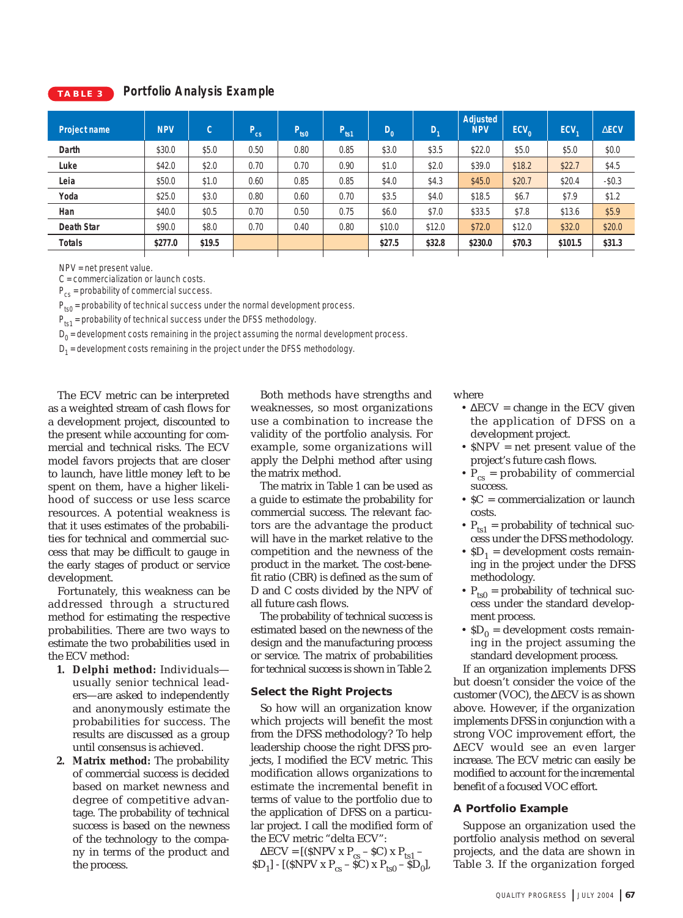**TABLE 3** **Portfolio Analysis Example**

| Project name | NPV | C | $P_{cs}$ | $P_{ts0}$ | $P_{ts1}$ | $D_0$ | $D_1$ | Adjusted NPV | $ECV_0$ | $ECV_1$ | ΔECV |
|---|---|---|---|---|---|---|---|---|---|---|---|
| Darth | $30.0 | $5.0 | 0.50 | 0.80 | 0.85 | $3.0 | $3.5 | $22.0 | $5.0 | $5.0 | $0.0 |
| Luke | $42.0 | $2.0 | 0.70 | 0.70 | 0.90 | $1.0 | $2.0 | $39.0 | $18.2 | $22.7 | $4.5 |
| Leia | $50.0 | $1.0 | 0.60 | 0.85 | 0.85 | $4.0 | $4.3 | $45.0 | $20.7 | $20.4 | -$0.3 |
| Yoda | $25.0 | $3.0 | 0.80 | 0.60 | 0.70 | $3.5 | $4.0 | $18.5 | $6.7 | $7.9 | $1.2 |
| Han | $40.0 | $0.5 | 0.70 | 0.50 | 0.75 | $6.0 | $7.0 | $33.5 | $7.8 | $13.6 | $5.9 |
| Death Star | $90.0 | $8.0 | 0.70 | 0.40 | 0.80 | $10.0 | $12.0 | $72.0 | $12.0 | $32.0 | $20.0 |
| **Totals** | **$277.0** | **$19.5** | | | | **$27.5** | **$32.8** | **$230.0** | **$70.3** | **$101.5** | **$31.3** |

NPV = net present value.
C = commercialization or launch costs.
$P_{cs}$ = probability of commercial success.
$P_{ts0}$ = probability of technical success under the normal development process.
$P_{ts1}$ = probability of technical success under the DFSS methodology.
$D_0$ = development costs remaining in the project assuming the normal development process.
$D_1$ = development costs remaining in the project under the DFSS methodology.

The ECV metric can be interpreted as a weighted stream of cash flows for a development project, discounted to the present while accounting for commercial and technical risks. The ECV model favors projects that are closer to launch, have little money left to be spent on them, have a higher likelihood of success or use less scarce resources. A potential weakness is that it uses estimates of the probabilities for technical and commercial success that may be difficult to gauge in the early stages of product or service development.

Fortunately, this weakness can be addressed through a structured method for estimating the respective probabilities. There are two ways to estimate the two probabilities used in the ECV method:

1. **Delphi method:** Individuals—usually senior technical leaders—are asked to independently and anonymously estimate the probabilities for success. The results are discussed as a group until consensus is achieved.
2. **Matrix method:** The probability of commercial success is decided based on market newness and degree of competitive advantage. The probability of technical success is based on the newness of the technology to the company in terms of the product and the process.

Both methods have strengths and weaknesses, so most organizations use a combination to increase the validity of the portfolio analysis. For example, some organizations will apply the Delphi method after using the matrix method.

The matrix in Table 1 can be used as a guide to estimate the probability for commercial success. The relevant factors are the advantage the product will have in the market relative to the competition and the newness of the product in the market. The cost-benefit ratio (CBR) is defined as the sum of D and C costs divided by the NPV of all future cash flows.

The probability of technical success is estimated based on the newness of the design and the manufacturing process or service. The matrix of probabilities for technical success is shown in Table 2.

### Select the Right Projects

So how will an organization know which projects will benefit the most from the DFSS methodology? To help leadership choose the right DFSS projects, I modified the ECV metric. This modification allows organizations to estimate the incremental benefit in terms of value to the portfolio due to the application of DFSS on a particular project. I call the modified form of the ECV metric "delta ECV":

$$\Delta ECV = [(\$NPV \times P_{cs} - \$C) \times P_{ts1} - \$D_1] - [(\$NPV \times P_{cs} - \$C) \times P_{ts0} - \$D_0],$$

where

- $\Delta ECV$ = change in the ECV given the application of DFSS on a development project.
- $NPV = net present value of the project's future cash flows.
- $P_{cs}$ = probability of commercial success.
- $C = commercialization or launch costs.
- $P_{ts1}$ = probability of technical success under the DFSS methodology.
- $\$D_1$ = development costs remaining in the project under the DFSS methodology.
- $P_{ts0}$ = probability of technical success under the standard development process.
- $\$D_0$ = development costs remaining in the project assuming the standard development process.

If an organization implements DFSS but doesn't consider the voice of the customer (VOC), the ΔECV is as shown above. However, if the organization implements DFSS in conjunction with a strong VOC improvement effort, the ΔECV would see an even larger increase. The ECV metric can easily be modified to account for the incremental benefit of a focused VOC effort.

### A Portfolio Example

Suppose an organization used the portfolio analysis method on several projects, and the data are shown in Table 3. If the organization forged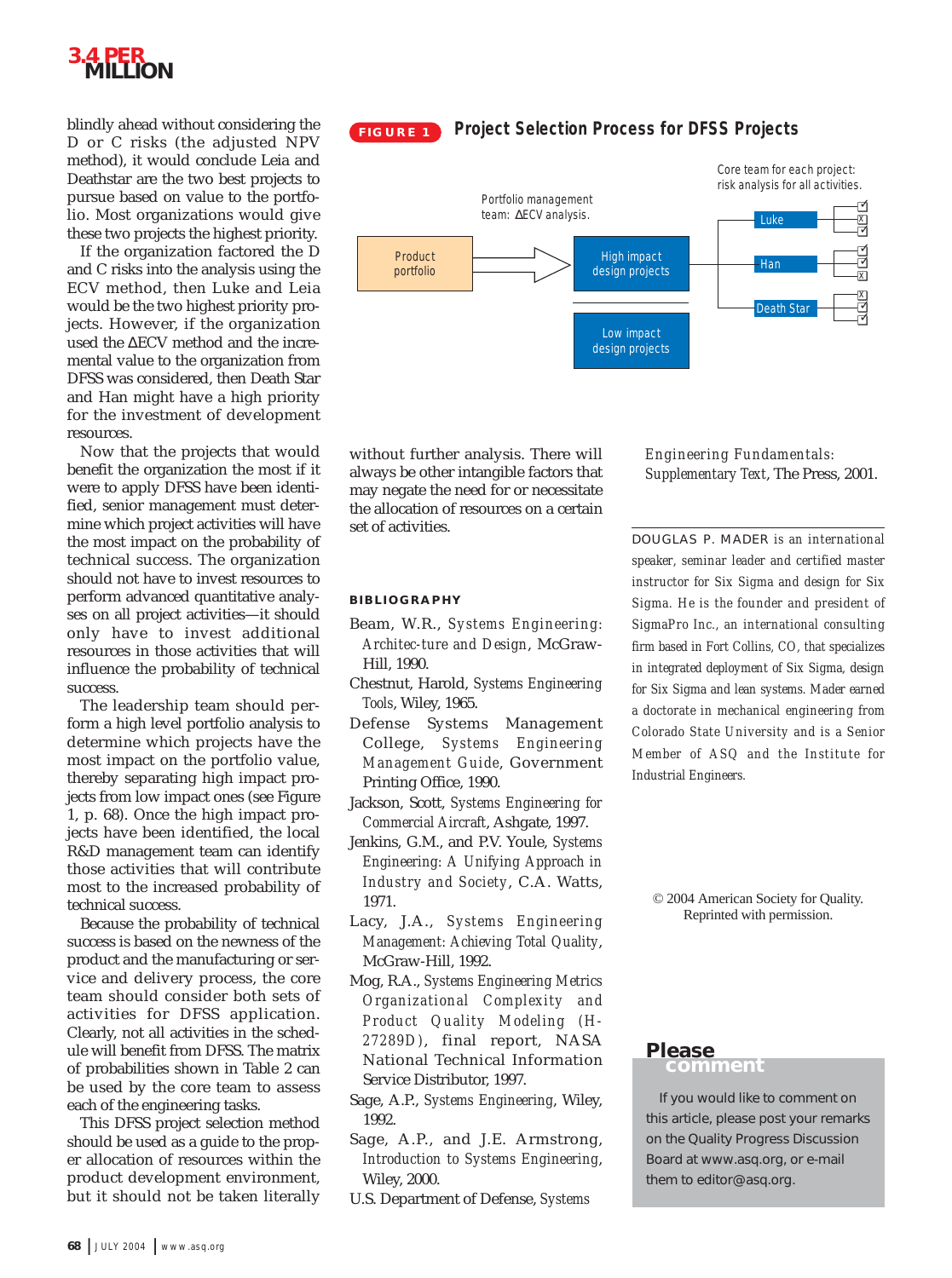blindly ahead without considering the D or C risks (the adjusted NPV method), it would conclude Leia and Deathstar are the two best projects to pursue based on value to the portfolio. Most organizations would give these two projects the highest priority.

If the organization factored the D and C risks into the analysis using the ECV method, then Luke and Leia would be the two highest priority projects. However, if the organization used the ΔECV method and the incremental value to the organization from DFSS was considered, then Death Star and Han might have a high priority for the investment of development resources.

Now that the projects that would benefit the organization the most if it were to apply DFSS have been identified, senior management must determine which project activities will have the most impact on the probability of technical success. The organization should not have to invest resources to perform advanced quantitative analyses on all project activities—it should only have to invest additional resources in those activities that will influence the probability of technical success.

The leadership team should perform a high level portfolio analysis to determine which projects have the most impact on the portfolio value, thereby separating high impact projects from low impact ones (see Figure 1, p. 68). Once the high impact projects have been identified, the local R&D management team can identify those activities that will contribute most to the increased probability of technical success.

Because the probability of technical success is based on the newness of the product and the manufacturing or service and delivery process, the core team should consider both sets of activities for DFSS application. Clearly, not all activities in the schedule will benefit from DFSS. The matrix of probabilities shown in Table 2 can be used by the core team to assess each of the engineering tasks.

This DFSS project selection method should be used as a guide to the proper allocation of resources within the product development environment, but it should not be taken literally without further analysis. There will always be other intangible factors that may negate the need for or necessitate the allocation of resources on a certain set of activities.

**FIGURE 1** Project Selection Process for DFSS Projects

Core team for each project: risk analysis for all activities.

Portfolio management team: ΔECV analysis.

Product portfolio

High impact design projects

Low impact design projects

Luke

Han

Death Star

### BIBLIOGRAPHY

Beam, W.R., *Systems Engineering: Architec-ture and Design*, McGraw-Hill, 1990.

Chestnut, Harold, *Systems Engineering Tools*, Wiley, 1965.

Defense Systems Management College, *Systems Engineering Management Guide*, Government Printing Office, 1990.

Jackson, Scott, *Systems Engineering for Commercial Aircraft*, Ashgate, 1997.

Jenkins, G.M., and P.V. Youle, *Systems Engineering: A Unifying Approach in Industry and Society*, C.A. Watts, 1971.

Lacy, J.A., *Systems Engineering Management: Achieving Total Quality*, McGraw-Hill, 1992.

Mog, R.A., *Systems Engineering Metrics Organizational Complexity and Product Quality Modeling (H-27289D)*, final report, NASA National Technical Information Service Distributor, 1997.

Sage, A.P., *Systems Engineering*, Wiley, 1992.

Sage, A.P., and J.E. Armstrong, *Introduction to Systems Engineering*, Wiley, 2000.

U.S. Department of Defense, *Systems Engineering Fundamentals: Supplementary Text*, The Press, 2001.

---

DOUGLAS P. MADER is an international speaker, seminar leader and certified master instructor for Six Sigma and design for Six Sigma. He is the founder and president of SigmaPro Inc., an international consulting firm based in Fort Collins, CO, that specializes in integrated deployment of Six Sigma, design for Six Sigma and lean systems. Mader earned a doctorate in mechanical engineering from Colorado State University and is a Senior Member of ASQ and the Institute for Industrial Engineers.

© 2004 American Society for Quality. Reprinted with permission.

**Please comment**

If you would like to comment on this article, please post your remarks on the Quality Progress Discussion Board at www.asq.org, or e-mail them to editor@asq.org.